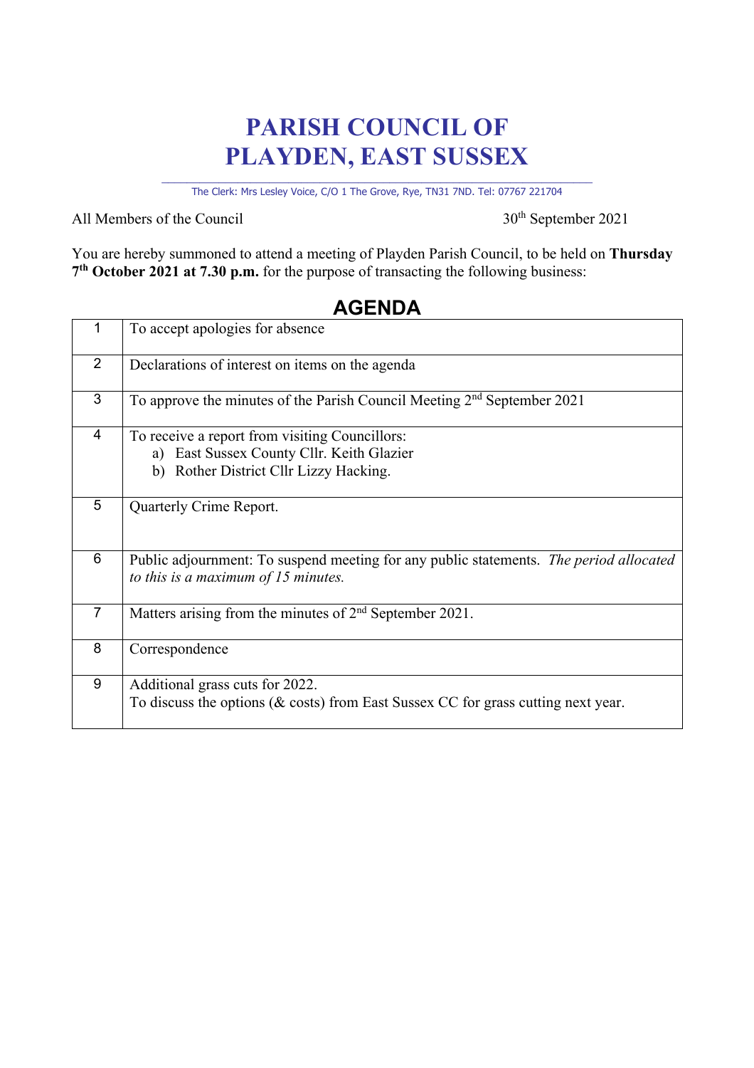# PARISH COUNCIL OF PLAYDEN, EAST SUSSEX

The Clerk: Mrs Lesley Voice, C/O 1 The Grove, Rye, TN31 7ND. Tel: 07767 221704

All Members of the Council

30th September 2021

You are hereby summoned to attend a meeting of Playden Parish Council, to be held on **Thursday 7th October 2021 at 7.30 p.m.** for the purpose of transacting the following business:

## AGENDA

| | |
|---|---|
| 1 | To accept apologies for absence |
| 2 | Declarations of interest on items on the agenda |
| 3 | To approve the minutes of the Parish Council Meeting 2nd September 2021 |
| 4 | To receive a report from visiting Councillors:<br>a) East Sussex County Cllr. Keith Glazier<br>b) Rother District Cllr Lizzy Hacking. |
| 5 | Quarterly Crime Report. |
| 6 | Public adjournment: To suspend meeting for any public statements. *The period allocated to this is a maximum of 15 minutes.* |
| 7 | Matters arising from the minutes of 2nd September 2021. |
| 8 | Correspondence |
| 9 | Additional grass cuts for 2022.<br>To discuss the options (& costs) from East Sussex CC for grass cutting next year. |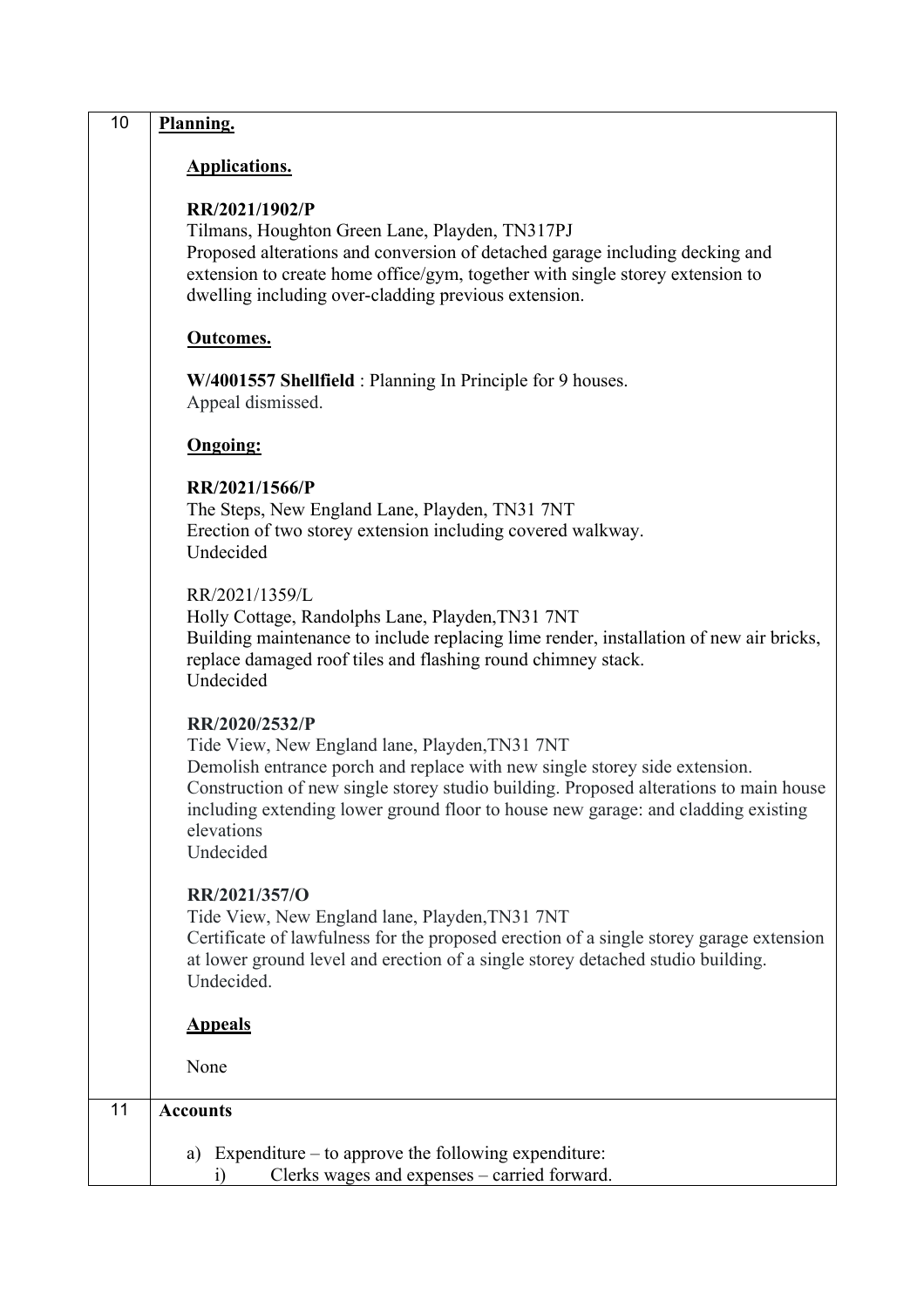| | |
|---|---|
| 10 | **Planning.**<br><br>**Applications.**<br><br>**RR/2021/1902/P**<br>Tilmans, Houghton Green Lane, Playden, TN317PJ<br>Proposed alterations and conversion of detached garage including decking and extension to create home office/gym, together with single storey extension to dwelling including over-cladding previous extension.<br><br>**Outcomes.**<br><br>**W/4001557 Shellfield** : Planning In Principle for 9 houses.<br>Appeal dismissed.<br><br>**Ongoing:**<br><br>**RR/2021/1566/P**<br>The Steps, New England Lane, Playden, TN31 7NT<br>Erection of two storey extension including covered walkway.<br>Undecided<br><br>RR/2021/1359/L<br>Holly Cottage, Randolphs Lane, Playden,TN31 7NT<br>Building maintenance to include replacing lime render, installation of new air bricks, replace damaged roof tiles and flashing round chimney stack.<br>Undecided<br><br>**RR/2020/2532/P**<br>Tide View, New England lane, Playden,TN31 7NT<br>Demolish entrance porch and replace with new single storey side extension. Construction of new single storey studio building. Proposed alterations to main house including extending lower ground floor to house new garage: and cladding existing elevations<br>Undecided<br><br>**RR/2021/357/O**<br>Tide View, New England lane, Playden,TN31 7NT<br>Certificate of lawfulness for the proposed erection of a single storey garage extension at lower ground level and erection of a single storey detached studio building.<br>Undecided.<br><br>**Appeals**<br><br>None |
| 11 | **Accounts**<br><br>a) Expenditure – to approve the following expenditure:<br>i) Clerks wages and expenses – carried forward. |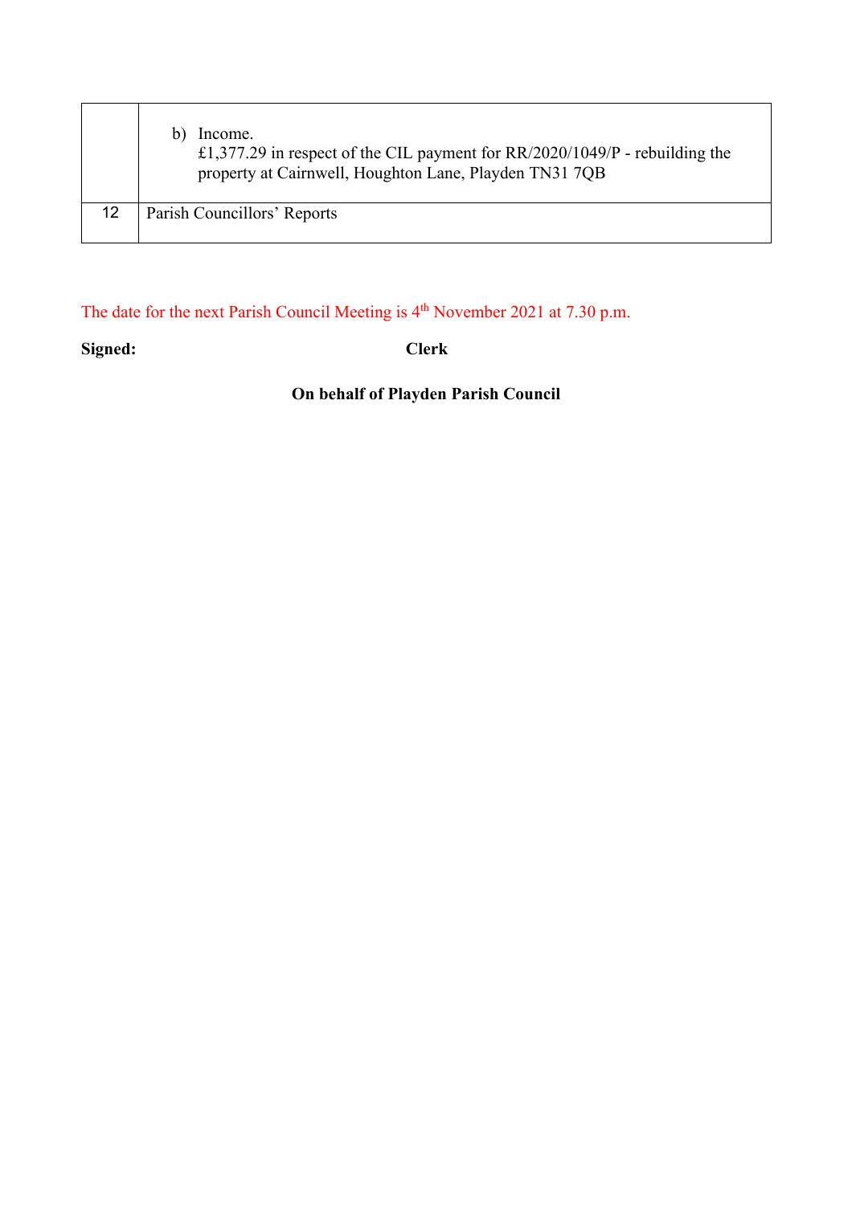| | |
|---|---|
| | b) Income.<br>£1,377.29 in respect of the CIL payment for RR/2020/1049/P - rebuilding the property at Cairnwell, Houghton Lane, Playden TN31 7QB |
| 12 | Parish Councillors' Reports |

The date for the next Parish Council Meeting is 4th November 2021 at 7.30 p.m.

**Signed:** **Clerk**

**On behalf of Playden Parish Council**